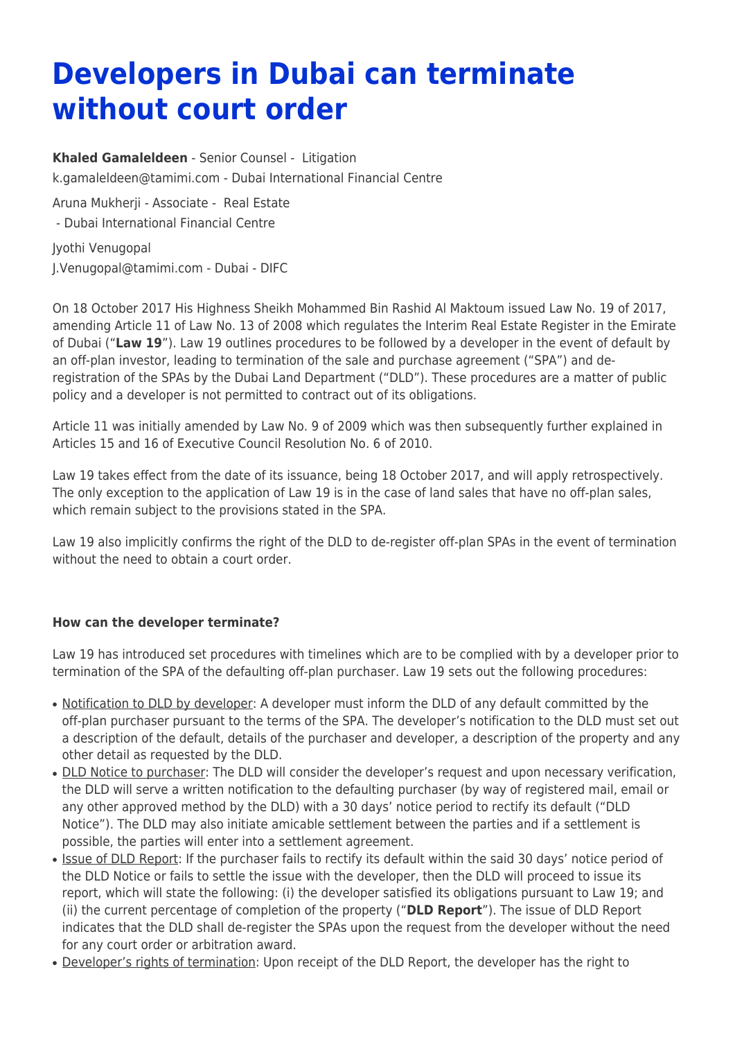# Developers in Dubai can terminate without court order

**Khaled Gamaleldeen** - Senior Counsel - Litigation
k.gamaleldeen@tamimi.com - Dubai International Financial Centre

Aruna Mukherji - Associate - Real Estate
- Dubai International Financial Centre

Jyothi Venugopal
J.Venugopal@tamimi.com - Dubai - DIFC

On 18 October 2017 His Highness Sheikh Mohammed Bin Rashid Al Maktoum issued Law No. 19 of 2017, amending Article 11 of Law No. 13 of 2008 which regulates the Interim Real Estate Register in the Emirate of Dubai ("**Law 19**"). Law 19 outlines procedures to be followed by a developer in the event of default by an off-plan investor, leading to termination of the sale and purchase agreement ("SPA") and de-registration of the SPAs by the Dubai Land Department ("DLD"). These procedures are a matter of public policy and a developer is not permitted to contract out of its obligations.

Article 11 was initially amended by Law No. 9 of 2009 which was then subsequently further explained in Articles 15 and 16 of Executive Council Resolution No. 6 of 2010.

Law 19 takes effect from the date of its issuance, being 18 October 2017, and will apply retrospectively. The only exception to the application of Law 19 is in the case of land sales that have no off-plan sales, which remain subject to the provisions stated in the SPA.

Law 19 also implicitly confirms the right of the DLD to de-register off-plan SPAs in the event of termination without the need to obtain a court order.

**How can the developer terminate?**

Law 19 has introduced set procedures with timelines which are to be complied with by a developer prior to termination of the SPA of the defaulting off-plan purchaser. Law 19 sets out the following procedures:

- Notification to DLD by developer: A developer must inform the DLD of any default committed by the off-plan purchaser pursuant to the terms of the SPA. The developer's notification to the DLD must set out a description of the default, details of the purchaser and developer, a description of the property and any other detail as requested by the DLD.
- DLD Notice to purchaser: The DLD will consider the developer's request and upon necessary verification, the DLD will serve a written notification to the defaulting purchaser (by way of registered mail, email or any other approved method by the DLD) with a 30 days' notice period to rectify its default ("DLD Notice"). The DLD may also initiate amicable settlement between the parties and if a settlement is possible, the parties will enter into a settlement agreement.
- Issue of DLD Report: If the purchaser fails to rectify its default within the said 30 days' notice period of the DLD Notice or fails to settle the issue with the developer, then the DLD will proceed to issue its report, which will state the following: (i) the developer satisfied its obligations pursuant to Law 19; and (ii) the current percentage of completion of the property ("**DLD Report**"). The issue of DLD Report indicates that the DLD shall de-register the SPAs upon the request from the developer without the need for any court order or arbitration award.
- Developer's rights of termination: Upon receipt of the DLD Report, the developer has the right to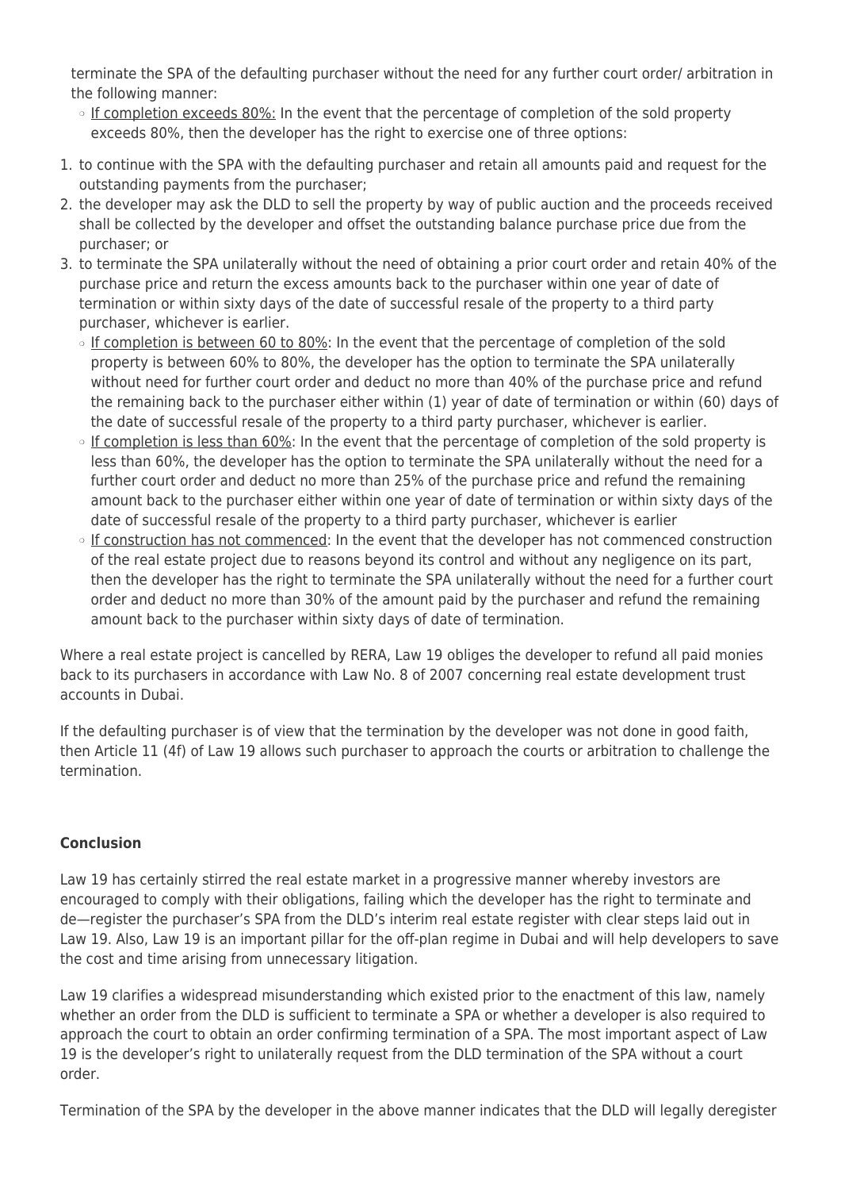terminate the SPA of the defaulting purchaser without the need for any further court order/ arbitration in the following manner:

- If completion exceeds 80%: In the event that the percentage of completion of the sold property exceeds 80%, then the developer has the right to exercise one of three options:

1. to continue with the SPA with the defaulting purchaser and retain all amounts paid and request for the outstanding payments from the purchaser;
2. the developer may ask the DLD to sell the property by way of public auction and the proceeds received shall be collected by the developer and offset the outstanding balance purchase price due from the purchaser; or
3. to terminate the SPA unilaterally without the need of obtaining a prior court order and retain 40% of the purchase price and return the excess amounts back to the purchaser within one year of date of termination or within sixty days of the date of successful resale of the property to a third party purchaser, whichever is earlier.

- If completion is between 60 to 80%: In the event that the percentage of completion of the sold property is between 60% to 80%, the developer has the option to terminate the SPA unilaterally without need for further court order and deduct no more than 40% of the purchase price and refund the remaining back to the purchaser either within (1) year of date of termination or within (60) days of the date of successful resale of the property to a third party purchaser, whichever is earlier.
- If completion is less than 60%: In the event that the percentage of completion of the sold property is less than 60%, the developer has the option to terminate the SPA unilaterally without the need for a further court order and deduct no more than 25% of the purchase price and refund the remaining amount back to the purchaser either within one year of date of termination or within sixty days of the date of successful resale of the property to a third party purchaser, whichever is earlier
- If construction has not commenced: In the event that the developer has not commenced construction of the real estate project due to reasons beyond its control and without any negligence on its part, then the developer has the right to terminate the SPA unilaterally without the need for a further court order and deduct no more than 30% of the amount paid by the purchaser and refund the remaining amount back to the purchaser within sixty days of date of termination.

Where a real estate project is cancelled by RERA, Law 19 obliges the developer to refund all paid monies back to its purchasers in accordance with Law No. 8 of 2007 concerning real estate development trust accounts in Dubai.

If the defaulting purchaser is of view that the termination by the developer was not done in good faith, then Article 11 (4f) of Law 19 allows such purchaser to approach the courts or arbitration to challenge the termination.

**Conclusion**

Law 19 has certainly stirred the real estate market in a progressive manner whereby investors are encouraged to comply with their obligations, failing which the developer has the right to terminate and de—register the purchaser's SPA from the DLD's interim real estate register with clear steps laid out in Law 19. Also, Law 19 is an important pillar for the off-plan regime in Dubai and will help developers to save the cost and time arising from unnecessary litigation.

Law 19 clarifies a widespread misunderstanding which existed prior to the enactment of this law, namely whether an order from the DLD is sufficient to terminate a SPA or whether a developer is also required to approach the court to obtain an order confirming termination of a SPA. The most important aspect of Law 19 is the developer's right to unilaterally request from the DLD termination of the SPA without a court order.

Termination of the SPA by the developer in the above manner indicates that the DLD will legally deregister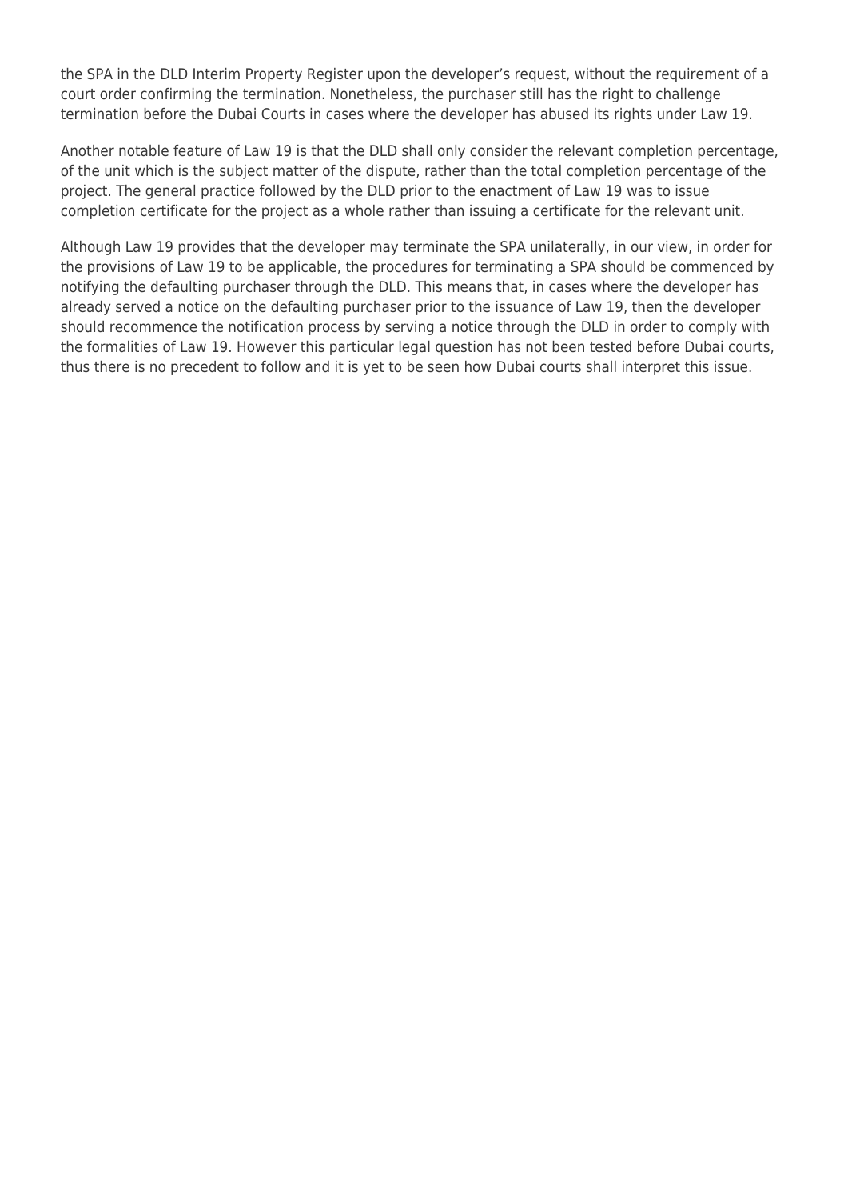the SPA in the DLD Interim Property Register upon the developer's request, without the requirement of a court order confirming the termination. Nonetheless, the purchaser still has the right to challenge termination before the Dubai Courts in cases where the developer has abused its rights under Law 19.

Another notable feature of Law 19 is that the DLD shall only consider the relevant completion percentage, of the unit which is the subject matter of the dispute, rather than the total completion percentage of the project. The general practice followed by the DLD prior to the enactment of Law 19 was to issue completion certificate for the project as a whole rather than issuing a certificate for the relevant unit.

Although Law 19 provides that the developer may terminate the SPA unilaterally, in our view, in order for the provisions of Law 19 to be applicable, the procedures for terminating a SPA should be commenced by notifying the defaulting purchaser through the DLD. This means that, in cases where the developer has already served a notice on the defaulting purchaser prior to the issuance of Law 19, then the developer should recommence the notification process by serving a notice through the DLD in order to comply with the formalities of Law 19. However this particular legal question has not been tested before Dubai courts, thus there is no precedent to follow and it is yet to be seen how Dubai courts shall interpret this issue.